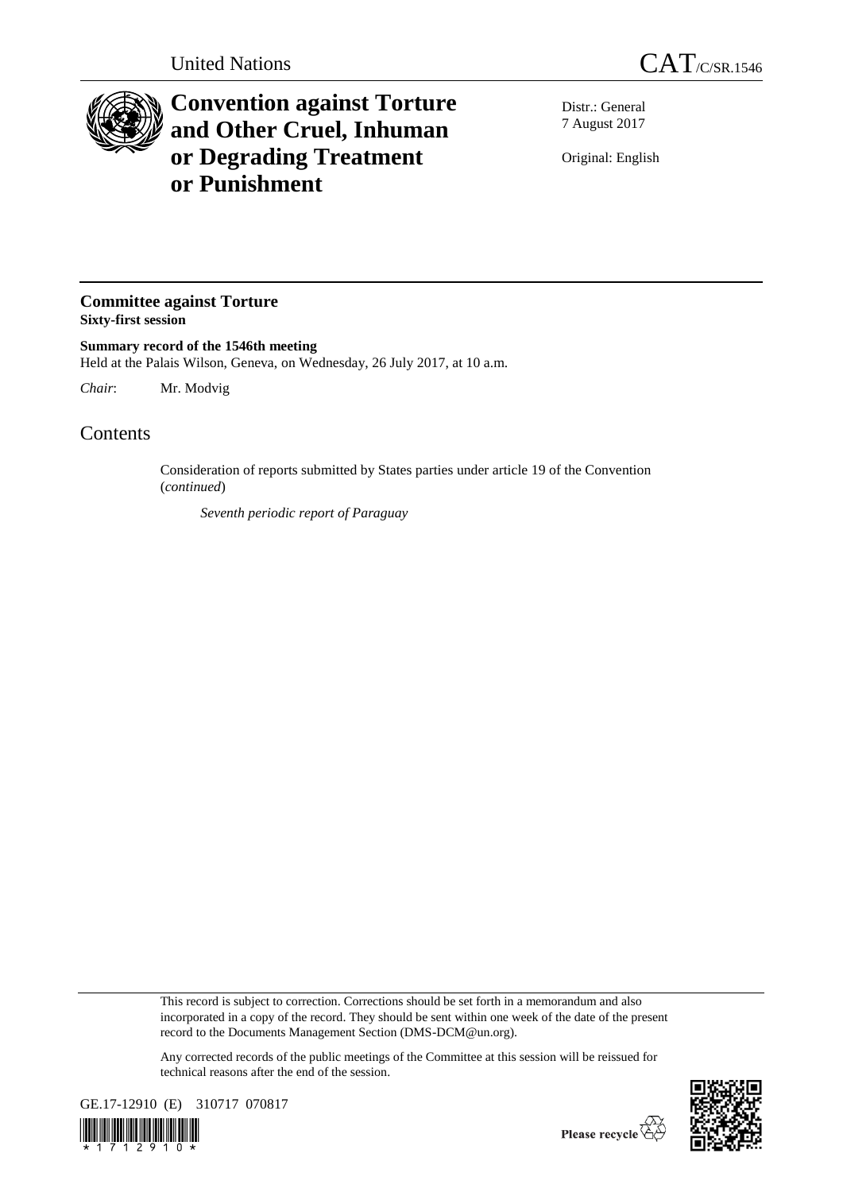United Nations

CAT/C/SR.1546

# Convention against Torture and Other Cruel, Inhuman or Degrading Treatment or Punishment

Distr.: General
7 August 2017

Original: English

## Committee against Torture

**Sixty-first session**

**Summary record of the 1546th meeting**

Held at the Palais Wilson, Geneva, on Wednesday, 26 July 2017, at 10 a.m.

*Chair*: Mr. Modvig

# Contents

Consideration of reports submitted by States parties under article 19 of the Convention (*continued*)

*Seventh periodic report of Paraguay*

This record is subject to correction. Corrections should be set forth in a memorandum and also incorporated in a copy of the record. They should be sent within one week of the date of the present record to the Documents Management Section (DMS-DCM@un.org).

Any corrected records of the public meetings of the Committee at this session will be reissued for technical reasons after the end of the session.

GE.17-12910 (E) 310717 070817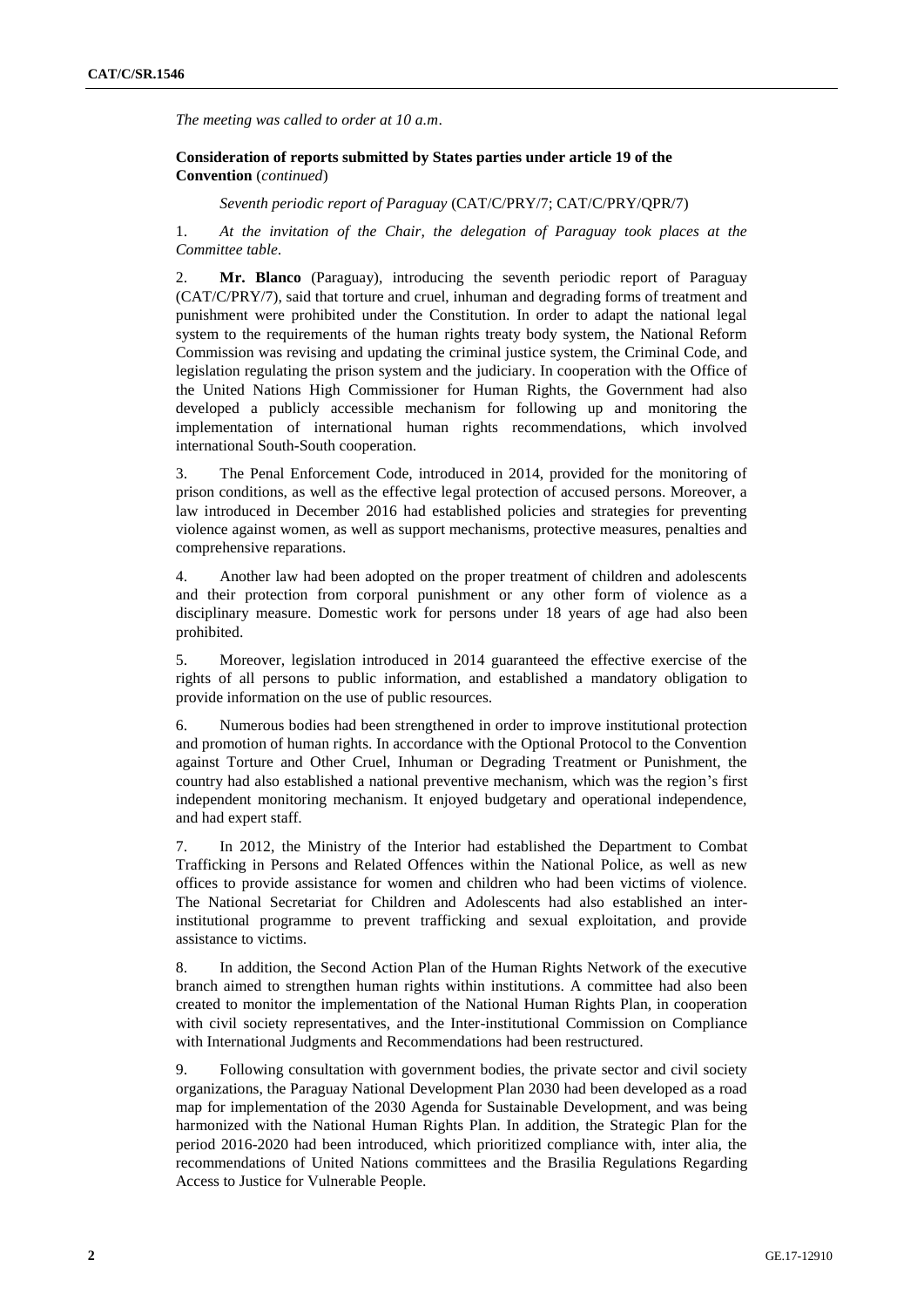*The meeting was called to order at 10 a.m.*

**Consideration of reports submitted by States parties under article 19 of the Convention** (*continued*)

*Seventh periodic report of Paraguay* (CAT/C/PRY/7; CAT/C/PRY/QPR/7)

1. *At the invitation of the Chair, the delegation of Paraguay took places at the Committee table.*

2. **Mr. Blanco** (Paraguay), introducing the seventh periodic report of Paraguay (CAT/C/PRY/7), said that torture and cruel, inhuman and degrading forms of treatment and punishment were prohibited under the Constitution. In order to adapt the national legal system to the requirements of the human rights treaty body system, the National Reform Commission was revising and updating the criminal justice system, the Criminal Code, and legislation regulating the prison system and the judiciary. In cooperation with the Office of the United Nations High Commissioner for Human Rights, the Government had also developed a publicly accessible mechanism for following up and monitoring the implementation of international human rights recommendations, which involved international South-South cooperation.

3. The Penal Enforcement Code, introduced in 2014, provided for the monitoring of prison conditions, as well as the effective legal protection of accused persons. Moreover, a law introduced in December 2016 had established policies and strategies for preventing violence against women, as well as support mechanisms, protective measures, penalties and comprehensive reparations.

4. Another law had been adopted on the proper treatment of children and adolescents and their protection from corporal punishment or any other form of violence as a disciplinary measure. Domestic work for persons under 18 years of age had also been prohibited.

5. Moreover, legislation introduced in 2014 guaranteed the effective exercise of the rights of all persons to public information, and established a mandatory obligation to provide information on the use of public resources.

6. Numerous bodies had been strengthened in order to improve institutional protection and promotion of human rights. In accordance with the Optional Protocol to the Convention against Torture and Other Cruel, Inhuman or Degrading Treatment or Punishment, the country had also established a national preventive mechanism, which was the region's first independent monitoring mechanism. It enjoyed budgetary and operational independence, and had expert staff.

7. In 2012, the Ministry of the Interior had established the Department to Combat Trafficking in Persons and Related Offences within the National Police, as well as new offices to provide assistance for women and children who had been victims of violence. The National Secretariat for Children and Adolescents had also established an inter-institutional programme to prevent trafficking and sexual exploitation, and provide assistance to victims.

8. In addition, the Second Action Plan of the Human Rights Network of the executive branch aimed to strengthen human rights within institutions. A committee had also been created to monitor the implementation of the National Human Rights Plan, in cooperation with civil society representatives, and the Inter-institutional Commission on Compliance with International Judgments and Recommendations had been restructured.

9. Following consultation with government bodies, the private sector and civil society organizations, the Paraguay National Development Plan 2030 had been developed as a road map for implementation of the 2030 Agenda for Sustainable Development, and was being harmonized with the National Human Rights Plan. In addition, the Strategic Plan for the period 2016-2020 had been introduced, which prioritized compliance with, inter alia, the recommendations of United Nations committees and the Brasilia Regulations Regarding Access to Justice for Vulnerable People.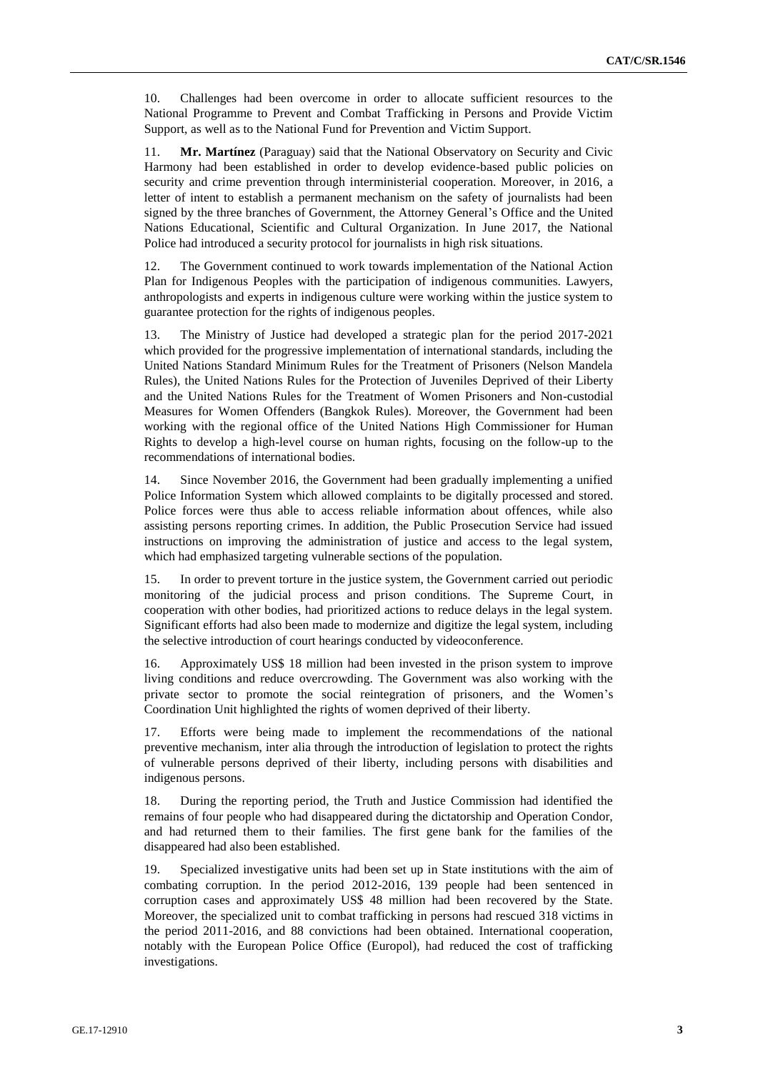10. Challenges had been overcome in order to allocate sufficient resources to the National Programme to Prevent and Combat Trafficking in Persons and Provide Victim Support, as well as to the National Fund for Prevention and Victim Support.

11. **Mr. Martínez** (Paraguay) said that the National Observatory on Security and Civic Harmony had been established in order to develop evidence-based public policies on security and crime prevention through interministerial cooperation. Moreover, in 2016, a letter of intent to establish a permanent mechanism on the safety of journalists had been signed by the three branches of Government, the Attorney General's Office and the United Nations Educational, Scientific and Cultural Organization. In June 2017, the National Police had introduced a security protocol for journalists in high risk situations.

12. The Government continued to work towards implementation of the National Action Plan for Indigenous Peoples with the participation of indigenous communities. Lawyers, anthropologists and experts in indigenous culture were working within the justice system to guarantee protection for the rights of indigenous peoples.

13. The Ministry of Justice had developed a strategic plan for the period 2017-2021 which provided for the progressive implementation of international standards, including the United Nations Standard Minimum Rules for the Treatment of Prisoners (Nelson Mandela Rules), the United Nations Rules for the Protection of Juveniles Deprived of their Liberty and the United Nations Rules for the Treatment of Women Prisoners and Non-custodial Measures for Women Offenders (Bangkok Rules). Moreover, the Government had been working with the regional office of the United Nations High Commissioner for Human Rights to develop a high-level course on human rights, focusing on the follow-up to the recommendations of international bodies.

14. Since November 2016, the Government had been gradually implementing a unified Police Information System which allowed complaints to be digitally processed and stored. Police forces were thus able to access reliable information about offences, while also assisting persons reporting crimes. In addition, the Public Prosecution Service had issued instructions on improving the administration of justice and access to the legal system, which had emphasized targeting vulnerable sections of the population.

15. In order to prevent torture in the justice system, the Government carried out periodic monitoring of the judicial process and prison conditions. The Supreme Court, in cooperation with other bodies, had prioritized actions to reduce delays in the legal system. Significant efforts had also been made to modernize and digitize the legal system, including the selective introduction of court hearings conducted by videoconference.

16. Approximately US$ 18 million had been invested in the prison system to improve living conditions and reduce overcrowding. The Government was also working with the private sector to promote the social reintegration of prisoners, and the Women's Coordination Unit highlighted the rights of women deprived of their liberty.

17. Efforts were being made to implement the recommendations of the national preventive mechanism, inter alia through the introduction of legislation to protect the rights of vulnerable persons deprived of their liberty, including persons with disabilities and indigenous persons.

18. During the reporting period, the Truth and Justice Commission had identified the remains of four people who had disappeared during the dictatorship and Operation Condor, and had returned them to their families. The first gene bank for the families of the disappeared had also been established.

19. Specialized investigative units had been set up in State institutions with the aim of combating corruption. In the period 2012-2016, 139 people had been sentenced in corruption cases and approximately US$ 48 million had been recovered by the State. Moreover, the specialized unit to combat trafficking in persons had rescued 318 victims in the period 2011-2016, and 88 convictions had been obtained. International cooperation, notably with the European Police Office (Europol), had reduced the cost of trafficking investigations.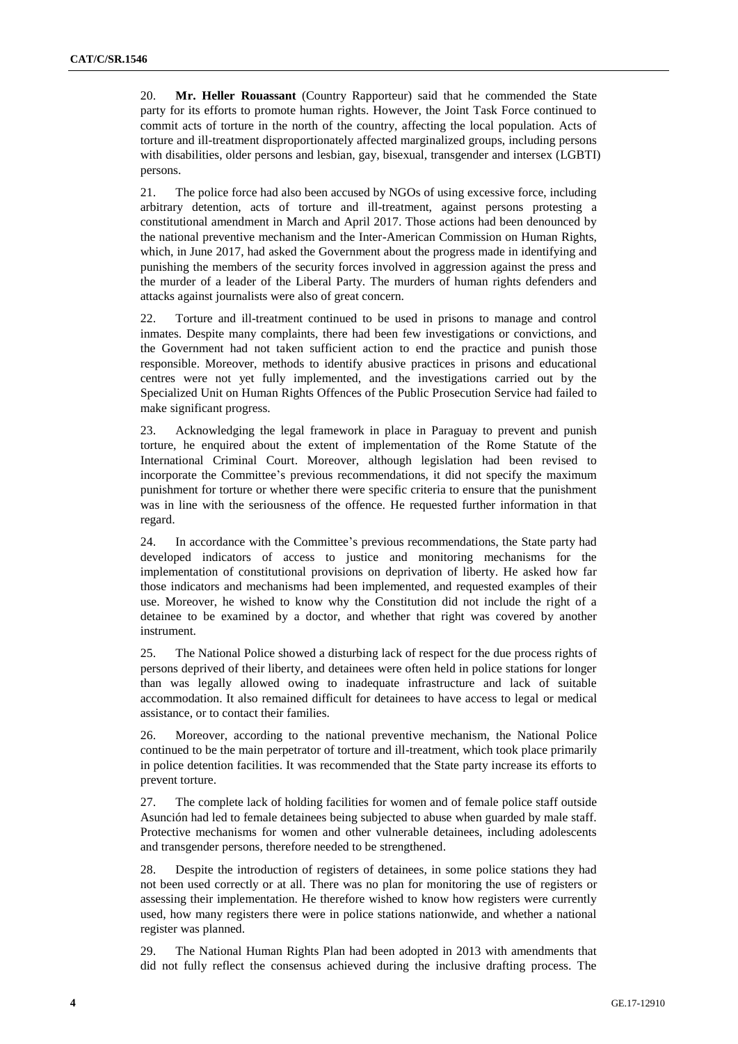20. **Mr. Heller Rouassant** (Country Rapporteur) said that he commended the State party for its efforts to promote human rights. However, the Joint Task Force continued to commit acts of torture in the north of the country, affecting the local population. Acts of torture and ill-treatment disproportionately affected marginalized groups, including persons with disabilities, older persons and lesbian, gay, bisexual, transgender and intersex (LGBTI) persons.

21. The police force had also been accused by NGOs of using excessive force, including arbitrary detention, acts of torture and ill-treatment, against persons protesting a constitutional amendment in March and April 2017. Those actions had been denounced by the national preventive mechanism and the Inter-American Commission on Human Rights, which, in June 2017, had asked the Government about the progress made in identifying and punishing the members of the security forces involved in aggression against the press and the murder of a leader of the Liberal Party. The murders of human rights defenders and attacks against journalists were also of great concern.

22. Torture and ill-treatment continued to be used in prisons to manage and control inmates. Despite many complaints, there had been few investigations or convictions, and the Government had not taken sufficient action to end the practice and punish those responsible. Moreover, methods to identify abusive practices in prisons and educational centres were not yet fully implemented, and the investigations carried out by the Specialized Unit on Human Rights Offences of the Public Prosecution Service had failed to make significant progress.

23. Acknowledging the legal framework in place in Paraguay to prevent and punish torture, he enquired about the extent of implementation of the Rome Statute of the International Criminal Court. Moreover, although legislation had been revised to incorporate the Committee's previous recommendations, it did not specify the maximum punishment for torture or whether there were specific criteria to ensure that the punishment was in line with the seriousness of the offence. He requested further information in that regard.

24. In accordance with the Committee's previous recommendations, the State party had developed indicators of access to justice and monitoring mechanisms for the implementation of constitutional provisions on deprivation of liberty. He asked how far those indicators and mechanisms had been implemented, and requested examples of their use. Moreover, he wished to know why the Constitution did not include the right of a detainee to be examined by a doctor, and whether that right was covered by another instrument.

25. The National Police showed a disturbing lack of respect for the due process rights of persons deprived of their liberty, and detainees were often held in police stations for longer than was legally allowed owing to inadequate infrastructure and lack of suitable accommodation. It also remained difficult for detainees to have access to legal or medical assistance, or to contact their families.

26. Moreover, according to the national preventive mechanism, the National Police continued to be the main perpetrator of torture and ill-treatment, which took place primarily in police detention facilities. It was recommended that the State party increase its efforts to prevent torture.

27. The complete lack of holding facilities for women and of female police staff outside Asunción had led to female detainees being subjected to abuse when guarded by male staff. Protective mechanisms for women and other vulnerable detainees, including adolescents and transgender persons, therefore needed to be strengthened.

28. Despite the introduction of registers of detainees, in some police stations they had not been used correctly or at all. There was no plan for monitoring the use of registers or assessing their implementation. He therefore wished to know how registers were currently used, how many registers there were in police stations nationwide, and whether a national register was planned.

29. The National Human Rights Plan had been adopted in 2013 with amendments that did not fully reflect the consensus achieved during the inclusive drafting process. The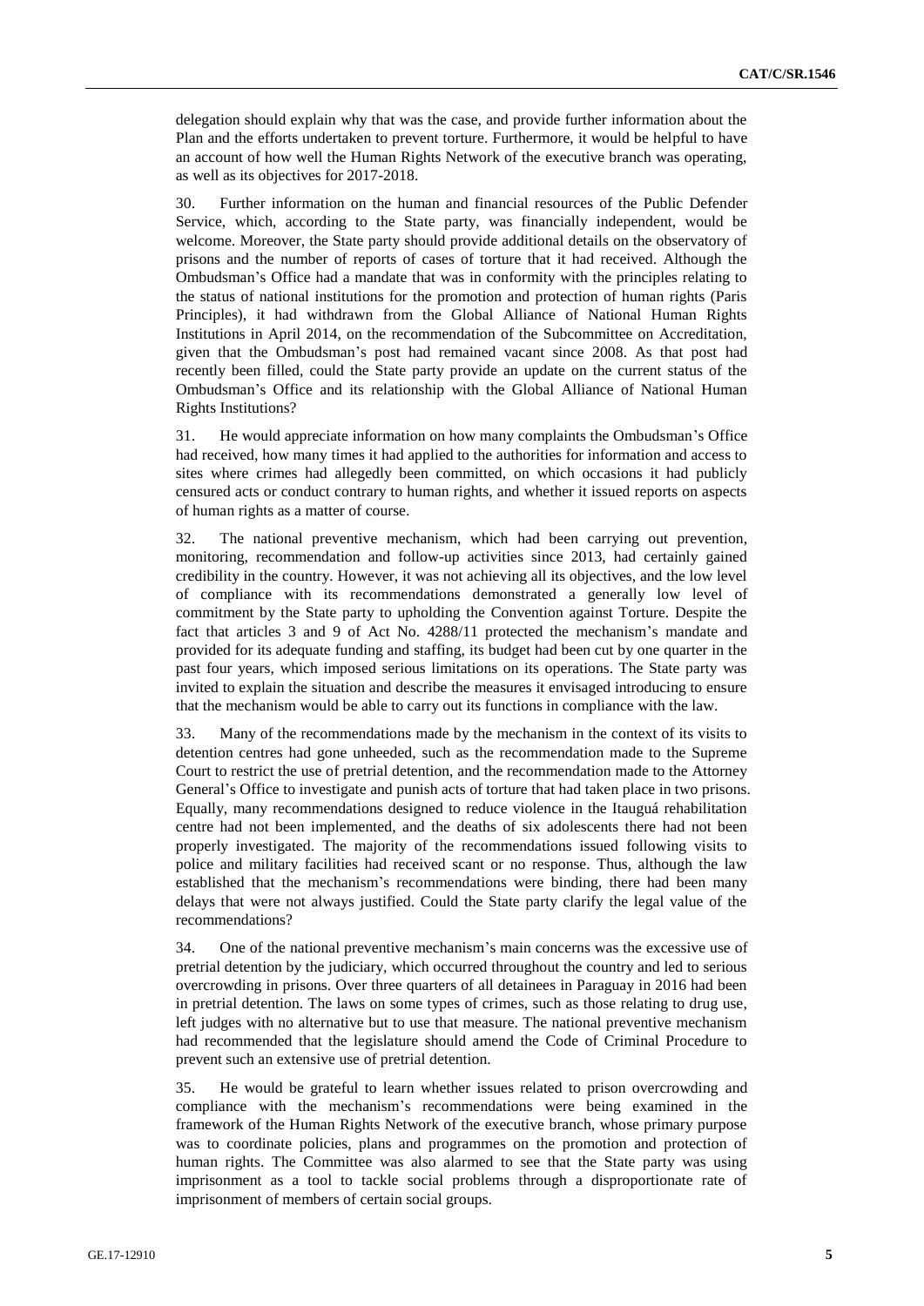delegation should explain why that was the case, and provide further information about the Plan and the efforts undertaken to prevent torture. Furthermore, it would be helpful to have an account of how well the Human Rights Network of the executive branch was operating, as well as its objectives for 2017-2018.

30. Further information on the human and financial resources of the Public Defender Service, which, according to the State party, was financially independent, would be welcome. Moreover, the State party should provide additional details on the observatory of prisons and the number of reports of cases of torture that it had received. Although the Ombudsman's Office had a mandate that was in conformity with the principles relating to the status of national institutions for the promotion and protection of human rights (Paris Principles), it had withdrawn from the Global Alliance of National Human Rights Institutions in April 2014, on the recommendation of the Subcommittee on Accreditation, given that the Ombudsman's post had remained vacant since 2008. As that post had recently been filled, could the State party provide an update on the current status of the Ombudsman's Office and its relationship with the Global Alliance of National Human Rights Institutions?

31. He would appreciate information on how many complaints the Ombudsman's Office had received, how many times it had applied to the authorities for information and access to sites where crimes had allegedly been committed, on which occasions it had publicly censured acts or conduct contrary to human rights, and whether it issued reports on aspects of human rights as a matter of course.

32. The national preventive mechanism, which had been carrying out prevention, monitoring, recommendation and follow-up activities since 2013, had certainly gained credibility in the country. However, it was not achieving all its objectives, and the low level of compliance with its recommendations demonstrated a generally low level of commitment by the State party to upholding the Convention against Torture. Despite the fact that articles 3 and 9 of Act No. 4288/11 protected the mechanism's mandate and provided for its adequate funding and staffing, its budget had been cut by one quarter in the past four years, which imposed serious limitations on its operations. The State party was invited to explain the situation and describe the measures it envisaged introducing to ensure that the mechanism would be able to carry out its functions in compliance with the law.

33. Many of the recommendations made by the mechanism in the context of its visits to detention centres had gone unheeded, such as the recommendation made to the Supreme Court to restrict the use of pretrial detention, and the recommendation made to the Attorney General's Office to investigate and punish acts of torture that had taken place in two prisons. Equally, many recommendations designed to reduce violence in the Itauguá rehabilitation centre had not been implemented, and the deaths of six adolescents there had not been properly investigated. The majority of the recommendations issued following visits to police and military facilities had received scant or no response. Thus, although the law established that the mechanism's recommendations were binding, there had been many delays that were not always justified. Could the State party clarify the legal value of the recommendations?

34. One of the national preventive mechanism's main concerns was the excessive use of pretrial detention by the judiciary, which occurred throughout the country and led to serious overcrowding in prisons. Over three quarters of all detainees in Paraguay in 2016 had been in pretrial detention. The laws on some types of crimes, such as those relating to drug use, left judges with no alternative but to use that measure. The national preventive mechanism had recommended that the legislature should amend the Code of Criminal Procedure to prevent such an extensive use of pretrial detention.

35. He would be grateful to learn whether issues related to prison overcrowding and compliance with the mechanism's recommendations were being examined in the framework of the Human Rights Network of the executive branch, whose primary purpose was to coordinate policies, plans and programmes on the promotion and protection of human rights. The Committee was also alarmed to see that the State party was using imprisonment as a tool to tackle social problems through a disproportionate rate of imprisonment of members of certain social groups.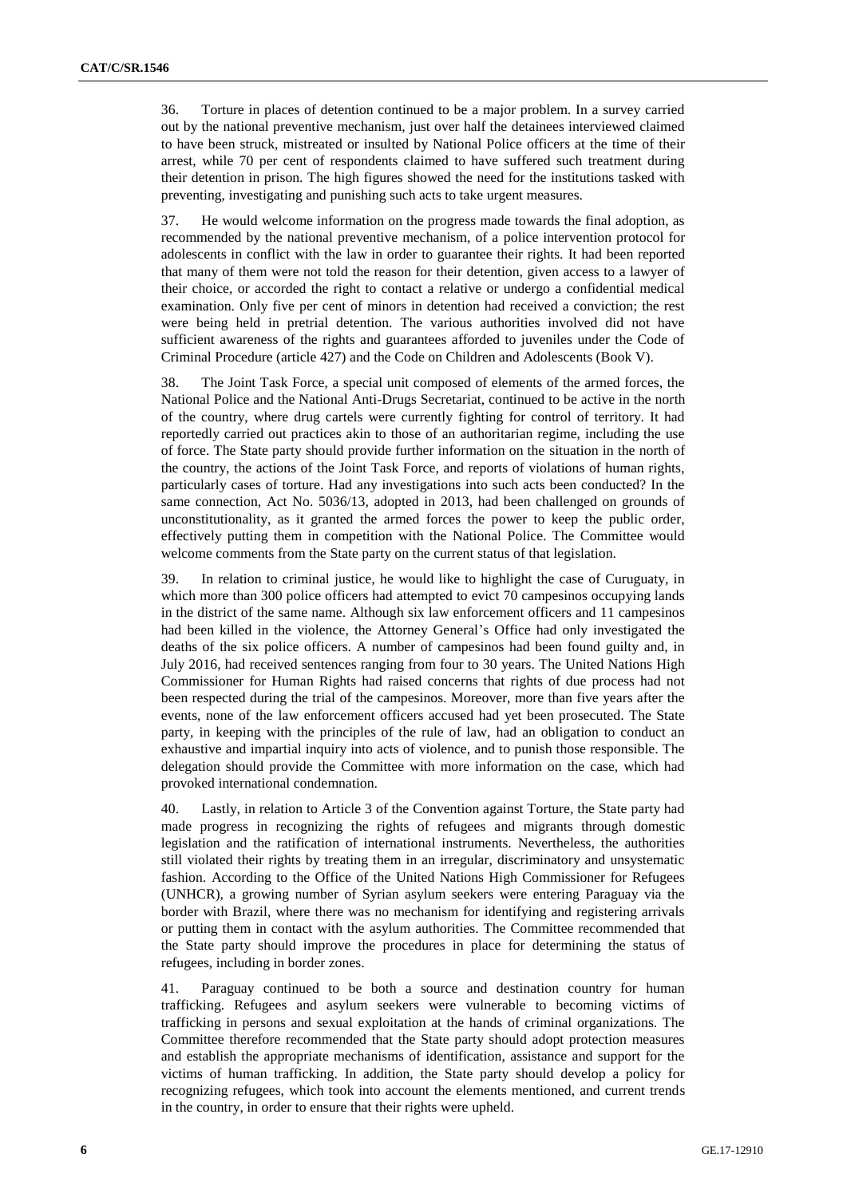36. Torture in places of detention continued to be a major problem. In a survey carried out by the national preventive mechanism, just over half the detainees interviewed claimed to have been struck, mistreated or insulted by National Police officers at the time of their arrest, while 70 per cent of respondents claimed to have suffered such treatment during their detention in prison. The high figures showed the need for the institutions tasked with preventing, investigating and punishing such acts to take urgent measures.

37. He would welcome information on the progress made towards the final adoption, as recommended by the national preventive mechanism, of a police intervention protocol for adolescents in conflict with the law in order to guarantee their rights. It had been reported that many of them were not told the reason for their detention, given access to a lawyer of their choice, or accorded the right to contact a relative or undergo a confidential medical examination. Only five per cent of minors in detention had received a conviction; the rest were being held in pretrial detention. The various authorities involved did not have sufficient awareness of the rights and guarantees afforded to juveniles under the Code of Criminal Procedure (article 427) and the Code on Children and Adolescents (Book V).

38. The Joint Task Force, a special unit composed of elements of the armed forces, the National Police and the National Anti-Drugs Secretariat, continued to be active in the north of the country, where drug cartels were currently fighting for control of territory. It had reportedly carried out practices akin to those of an authoritarian regime, including the use of force. The State party should provide further information on the situation in the north of the country, the actions of the Joint Task Force, and reports of violations of human rights, particularly cases of torture. Had any investigations into such acts been conducted? In the same connection, Act No. 5036/13, adopted in 2013, had been challenged on grounds of unconstitutionality, as it granted the armed forces the power to keep the public order, effectively putting them in competition with the National Police. The Committee would welcome comments from the State party on the current status of that legislation.

39. In relation to criminal justice, he would like to highlight the case of Curuguaty, in which more than 300 police officers had attempted to evict 70 campesinos occupying lands in the district of the same name. Although six law enforcement officers and 11 campesinos had been killed in the violence, the Attorney General's Office had only investigated the deaths of the six police officers. A number of campesinos had been found guilty and, in July 2016, had received sentences ranging from four to 30 years. The United Nations High Commissioner for Human Rights had raised concerns that rights of due process had not been respected during the trial of the campesinos. Moreover, more than five years after the events, none of the law enforcement officers accused had yet been prosecuted. The State party, in keeping with the principles of the rule of law, had an obligation to conduct an exhaustive and impartial inquiry into acts of violence, and to punish those responsible. The delegation should provide the Committee with more information on the case, which had provoked international condemnation.

40. Lastly, in relation to Article 3 of the Convention against Torture, the State party had made progress in recognizing the rights of refugees and migrants through domestic legislation and the ratification of international instruments. Nevertheless, the authorities still violated their rights by treating them in an irregular, discriminatory and unsystematic fashion. According to the Office of the United Nations High Commissioner for Refugees (UNHCR), a growing number of Syrian asylum seekers were entering Paraguay via the border with Brazil, where there was no mechanism for identifying and registering arrivals or putting them in contact with the asylum authorities. The Committee recommended that the State party should improve the procedures in place for determining the status of refugees, including in border zones.

41. Paraguay continued to be both a source and destination country for human trafficking. Refugees and asylum seekers were vulnerable to becoming victims of trafficking in persons and sexual exploitation at the hands of criminal organizations. The Committee therefore recommended that the State party should adopt protection measures and establish the appropriate mechanisms of identification, assistance and support for the victims of human trafficking. In addition, the State party should develop a policy for recognizing refugees, which took into account the elements mentioned, and current trends in the country, in order to ensure that their rights were upheld.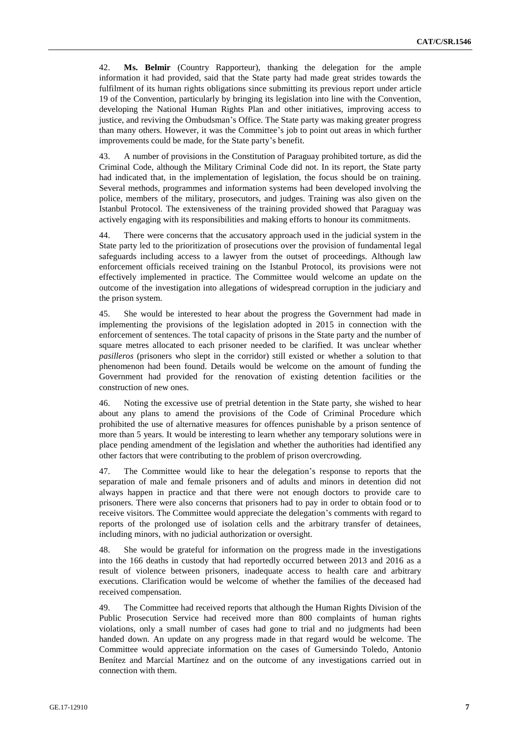42. **Ms. Belmir** (Country Rapporteur), thanking the delegation for the ample information it had provided, said that the State party had made great strides towards the fulfilment of its human rights obligations since submitting its previous report under article 19 of the Convention, particularly by bringing its legislation into line with the Convention, developing the National Human Rights Plan and other initiatives, improving access to justice, and reviving the Ombudsman's Office. The State party was making greater progress than many others. However, it was the Committee's job to point out areas in which further improvements could be made, for the State party's benefit.

43. A number of provisions in the Constitution of Paraguay prohibited torture, as did the Criminal Code, although the Military Criminal Code did not. In its report, the State party had indicated that, in the implementation of legislation, the focus should be on training. Several methods, programmes and information systems had been developed involving the police, members of the military, prosecutors, and judges. Training was also given on the Istanbul Protocol. The extensiveness of the training provided showed that Paraguay was actively engaging with its responsibilities and making efforts to honour its commitments.

44. There were concerns that the accusatory approach used in the judicial system in the State party led to the prioritization of prosecutions over the provision of fundamental legal safeguards including access to a lawyer from the outset of proceedings. Although law enforcement officials received training on the Istanbul Protocol, its provisions were not effectively implemented in practice. The Committee would welcome an update on the outcome of the investigation into allegations of widespread corruption in the judiciary and the prison system.

45. She would be interested to hear about the progress the Government had made in implementing the provisions of the legislation adopted in 2015 in connection with the enforcement of sentences. The total capacity of prisons in the State party and the number of square metres allocated to each prisoner needed to be clarified. It was unclear whether *pasilleros* (prisoners who slept in the corridor) still existed or whether a solution to that phenomenon had been found. Details would be welcome on the amount of funding the Government had provided for the renovation of existing detention facilities or the construction of new ones.

46. Noting the excessive use of pretrial detention in the State party, she wished to hear about any plans to amend the provisions of the Code of Criminal Procedure which prohibited the use of alternative measures for offences punishable by a prison sentence of more than 5 years. It would be interesting to learn whether any temporary solutions were in place pending amendment of the legislation and whether the authorities had identified any other factors that were contributing to the problem of prison overcrowding.

47. The Committee would like to hear the delegation's response to reports that the separation of male and female prisoners and of adults and minors in detention did not always happen in practice and that there were not enough doctors to provide care to prisoners. There were also concerns that prisoners had to pay in order to obtain food or to receive visitors. The Committee would appreciate the delegation's comments with regard to reports of the prolonged use of isolation cells and the arbitrary transfer of detainees, including minors, with no judicial authorization or oversight.

48. She would be grateful for information on the progress made in the investigations into the 166 deaths in custody that had reportedly occurred between 2013 and 2016 as a result of violence between prisoners, inadequate access to health care and arbitrary executions. Clarification would be welcome of whether the families of the deceased had received compensation.

49. The Committee had received reports that although the Human Rights Division of the Public Prosecution Service had received more than 800 complaints of human rights violations, only a small number of cases had gone to trial and no judgments had been handed down. An update on any progress made in that regard would be welcome. The Committee would appreciate information on the cases of Gumersindo Toledo, Antonio Benítez and Marcial Martínez and on the outcome of any investigations carried out in connection with them.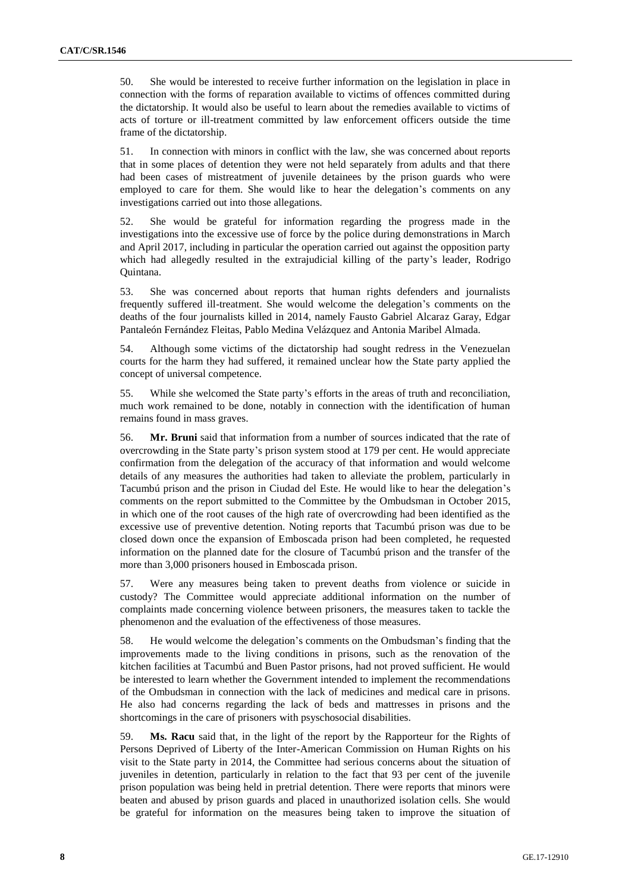50. She would be interested to receive further information on the legislation in place in connection with the forms of reparation available to victims of offences committed during the dictatorship. It would also be useful to learn about the remedies available to victims of acts of torture or ill-treatment committed by law enforcement officers outside the time frame of the dictatorship.

51. In connection with minors in conflict with the law, she was concerned about reports that in some places of detention they were not held separately from adults and that there had been cases of mistreatment of juvenile detainees by the prison guards who were employed to care for them. She would like to hear the delegation's comments on any investigations carried out into those allegations.

52. She would be grateful for information regarding the progress made in the investigations into the excessive use of force by the police during demonstrations in March and April 2017, including in particular the operation carried out against the opposition party which had allegedly resulted in the extrajudicial killing of the party's leader, Rodrigo Quintana.

53. She was concerned about reports that human rights defenders and journalists frequently suffered ill-treatment. She would welcome the delegation's comments on the deaths of the four journalists killed in 2014, namely Fausto Gabriel Alcaraz Garay, Edgar Pantaleón Fernández Fleitas, Pablo Medina Velázquez and Antonia Maribel Almada.

54. Although some victims of the dictatorship had sought redress in the Venezuelan courts for the harm they had suffered, it remained unclear how the State party applied the concept of universal competence.

55. While she welcomed the State party's efforts in the areas of truth and reconciliation, much work remained to be done, notably in connection with the identification of human remains found in mass graves.

56. **Mr. Bruni** said that information from a number of sources indicated that the rate of overcrowding in the State party's prison system stood at 179 per cent. He would appreciate confirmation from the delegation of the accuracy of that information and would welcome details of any measures the authorities had taken to alleviate the problem, particularly in Tacumbú prison and the prison in Ciudad del Este. He would like to hear the delegation's comments on the report submitted to the Committee by the Ombudsman in October 2015, in which one of the root causes of the high rate of overcrowding had been identified as the excessive use of preventive detention. Noting reports that Tacumbú prison was due to be closed down once the expansion of Emboscada prison had been completed, he requested information on the planned date for the closure of Tacumbú prison and the transfer of the more than 3,000 prisoners housed in Emboscada prison.

57. Were any measures being taken to prevent deaths from violence or suicide in custody? The Committee would appreciate additional information on the number of complaints made concerning violence between prisoners, the measures taken to tackle the phenomenon and the evaluation of the effectiveness of those measures.

58. He would welcome the delegation's comments on the Ombudsman's finding that the improvements made to the living conditions in prisons, such as the renovation of the kitchen facilities at Tacumbú and Buen Pastor prisons, had not proved sufficient. He would be interested to learn whether the Government intended to implement the recommendations of the Ombudsman in connection with the lack of medicines and medical care in prisons. He also had concerns regarding the lack of beds and mattresses in prisons and the shortcomings in the care of prisoners with psychosocial disabilities.

59. **Ms. Racu** said that, in the light of the report by the Rapporteur for the Rights of Persons Deprived of Liberty of the Inter-American Commission on Human Rights on his visit to the State party in 2014, the Committee had serious concerns about the situation of juveniles in detention, particularly in relation to the fact that 93 per cent of the juvenile prison population was being held in pretrial detention. There were reports that minors were beaten and abused by prison guards and placed in unauthorized isolation cells. She would be grateful for information on the measures being taken to improve the situation of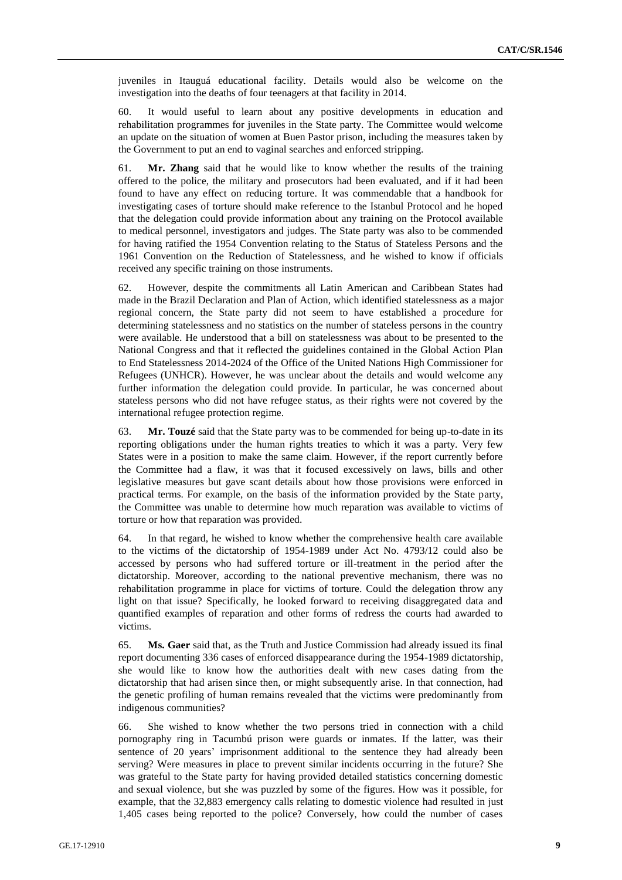juveniles in Itauguá educational facility. Details would also be welcome on the investigation into the deaths of four teenagers at that facility in 2014.

60. It would useful to learn about any positive developments in education and rehabilitation programmes for juveniles in the State party. The Committee would welcome an update on the situation of women at Buen Pastor prison, including the measures taken by the Government to put an end to vaginal searches and enforced stripping.

61. **Mr. Zhang** said that he would like to know whether the results of the training offered to the police, the military and prosecutors had been evaluated, and if it had been found to have any effect on reducing torture. It was commendable that a handbook for investigating cases of torture should make reference to the Istanbul Protocol and he hoped that the delegation could provide information about any training on the Protocol available to medical personnel, investigators and judges. The State party was also to be commended for having ratified the 1954 Convention relating to the Status of Stateless Persons and the 1961 Convention on the Reduction of Statelessness, and he wished to know if officials received any specific training on those instruments.

62. However, despite the commitments all Latin American and Caribbean States had made in the Brazil Declaration and Plan of Action, which identified statelessness as a major regional concern, the State party did not seem to have established a procedure for determining statelessness and no statistics on the number of stateless persons in the country were available. He understood that a bill on statelessness was about to be presented to the National Congress and that it reflected the guidelines contained in the Global Action Plan to End Statelessness 2014-2024 of the Office of the United Nations High Commissioner for Refugees (UNHCR). However, he was unclear about the details and would welcome any further information the delegation could provide. In particular, he was concerned about stateless persons who did not have refugee status, as their rights were not covered by the international refugee protection regime.

63. **Mr. Touzé** said that the State party was to be commended for being up-to-date in its reporting obligations under the human rights treaties to which it was a party. Very few States were in a position to make the same claim. However, if the report currently before the Committee had a flaw, it was that it focused excessively on laws, bills and other legislative measures but gave scant details about how those provisions were enforced in practical terms. For example, on the basis of the information provided by the State party, the Committee was unable to determine how much reparation was available to victims of torture or how that reparation was provided.

64. In that regard, he wished to know whether the comprehensive health care available to the victims of the dictatorship of 1954-1989 under Act No. 4793/12 could also be accessed by persons who had suffered torture or ill-treatment in the period after the dictatorship. Moreover, according to the national preventive mechanism, there was no rehabilitation programme in place for victims of torture. Could the delegation throw any light on that issue? Specifically, he looked forward to receiving disaggregated data and quantified examples of reparation and other forms of redress the courts had awarded to victims.

65. **Ms. Gaer** said that, as the Truth and Justice Commission had already issued its final report documenting 336 cases of enforced disappearance during the 1954-1989 dictatorship, she would like to know how the authorities dealt with new cases dating from the dictatorship that had arisen since then, or might subsequently arise. In that connection, had the genetic profiling of human remains revealed that the victims were predominantly from indigenous communities?

66. She wished to know whether the two persons tried in connection with a child pornography ring in Tacumbú prison were guards or inmates. If the latter, was their sentence of 20 years' imprisonment additional to the sentence they had already been serving? Were measures in place to prevent similar incidents occurring in the future? She was grateful to the State party for having provided detailed statistics concerning domestic and sexual violence, but she was puzzled by some of the figures. How was it possible, for example, that the 32,883 emergency calls relating to domestic violence had resulted in just 1,405 cases being reported to the police? Conversely, how could the number of cases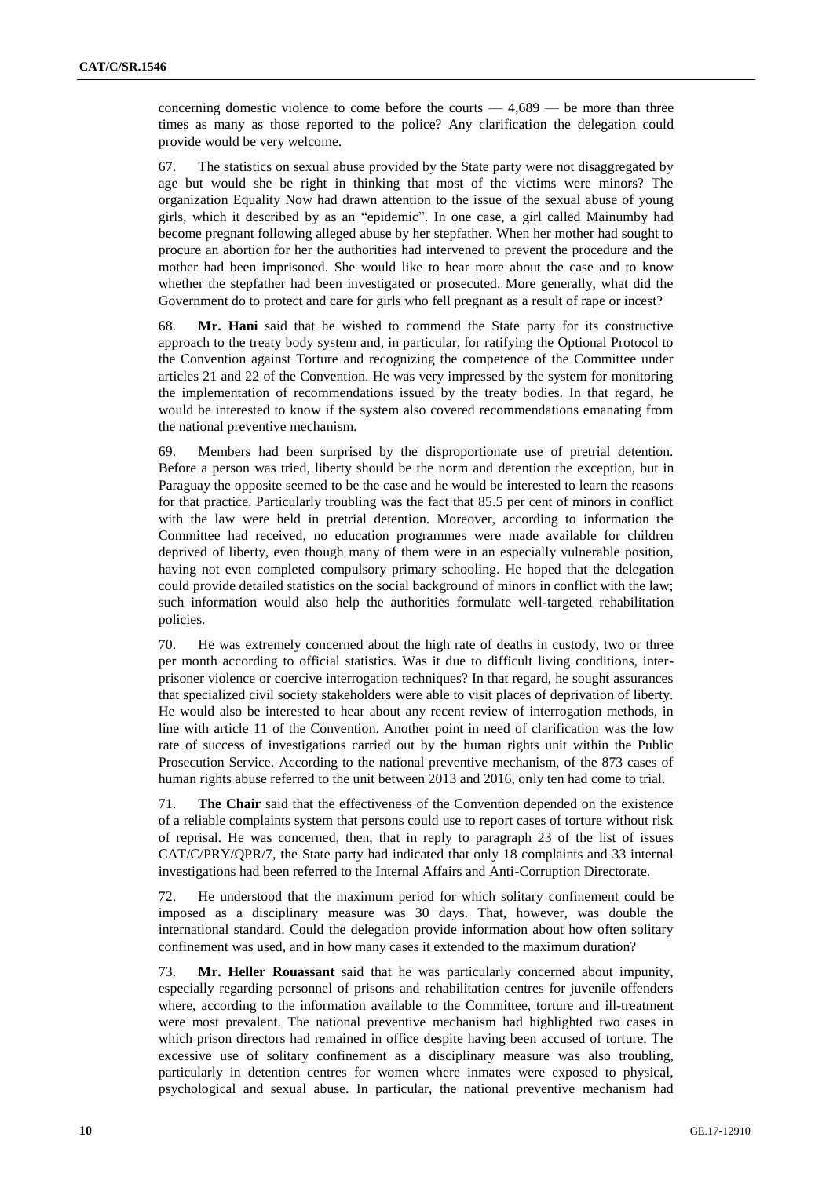concerning domestic violence to come before the courts — 4,689 — be more than three times as many as those reported to the police? Any clarification the delegation could provide would be very welcome.

67. The statistics on sexual abuse provided by the State party were not disaggregated by age but would she be right in thinking that most of the victims were minors? The organization Equality Now had drawn attention to the issue of the sexual abuse of young girls, which it described by as an "epidemic". In one case, a girl called Mainumby had become pregnant following alleged abuse by her stepfather. When her mother had sought to procure an abortion for her the authorities had intervened to prevent the procedure and the mother had been imprisoned. She would like to hear more about the case and to know whether the stepfather had been investigated or prosecuted. More generally, what did the Government do to protect and care for girls who fell pregnant as a result of rape or incest?

68. **Mr. Hani** said that he wished to commend the State party for its constructive approach to the treaty body system and, in particular, for ratifying the Optional Protocol to the Convention against Torture and recognizing the competence of the Committee under articles 21 and 22 of the Convention. He was very impressed by the system for monitoring the implementation of recommendations issued by the treaty bodies. In that regard, he would be interested to know if the system also covered recommendations emanating from the national preventive mechanism.

69. Members had been surprised by the disproportionate use of pretrial detention. Before a person was tried, liberty should be the norm and detention the exception, but in Paraguay the opposite seemed to be the case and he would be interested to learn the reasons for that practice. Particularly troubling was the fact that 85.5 per cent of minors in conflict with the law were held in pretrial detention. Moreover, according to information the Committee had received, no education programmes were made available for children deprived of liberty, even though many of them were in an especially vulnerable position, having not even completed compulsory primary schooling. He hoped that the delegation could provide detailed statistics on the social background of minors in conflict with the law; such information would also help the authorities formulate well-targeted rehabilitation policies.

70. He was extremely concerned about the high rate of deaths in custody, two or three per month according to official statistics. Was it due to difficult living conditions, inter-prisoner violence or coercive interrogation techniques? In that regard, he sought assurances that specialized civil society stakeholders were able to visit places of deprivation of liberty. He would also be interested to hear about any recent review of interrogation methods, in line with article 11 of the Convention. Another point in need of clarification was the low rate of success of investigations carried out by the human rights unit within the Public Prosecution Service. According to the national preventive mechanism, of the 873 cases of human rights abuse referred to the unit between 2013 and 2016, only ten had come to trial.

71. **The Chair** said that the effectiveness of the Convention depended on the existence of a reliable complaints system that persons could use to report cases of torture without risk of reprisal. He was concerned, then, that in reply to paragraph 23 of the list of issues CAT/C/PRY/QPR/7, the State party had indicated that only 18 complaints and 33 internal investigations had been referred to the Internal Affairs and Anti-Corruption Directorate.

72. He understood that the maximum period for which solitary confinement could be imposed as a disciplinary measure was 30 days. That, however, was double the international standard. Could the delegation provide information about how often solitary confinement was used, and in how many cases it extended to the maximum duration?

73. **Mr. Heller Rouassant** said that he was particularly concerned about impunity, especially regarding personnel of prisons and rehabilitation centres for juvenile offenders where, according to the information available to the Committee, torture and ill-treatment were most prevalent. The national preventive mechanism had highlighted two cases in which prison directors had remained in office despite having been accused of torture. The excessive use of solitary confinement as a disciplinary measure was also troubling, particularly in detention centres for women where inmates were exposed to physical, psychological and sexual abuse. In particular, the national preventive mechanism had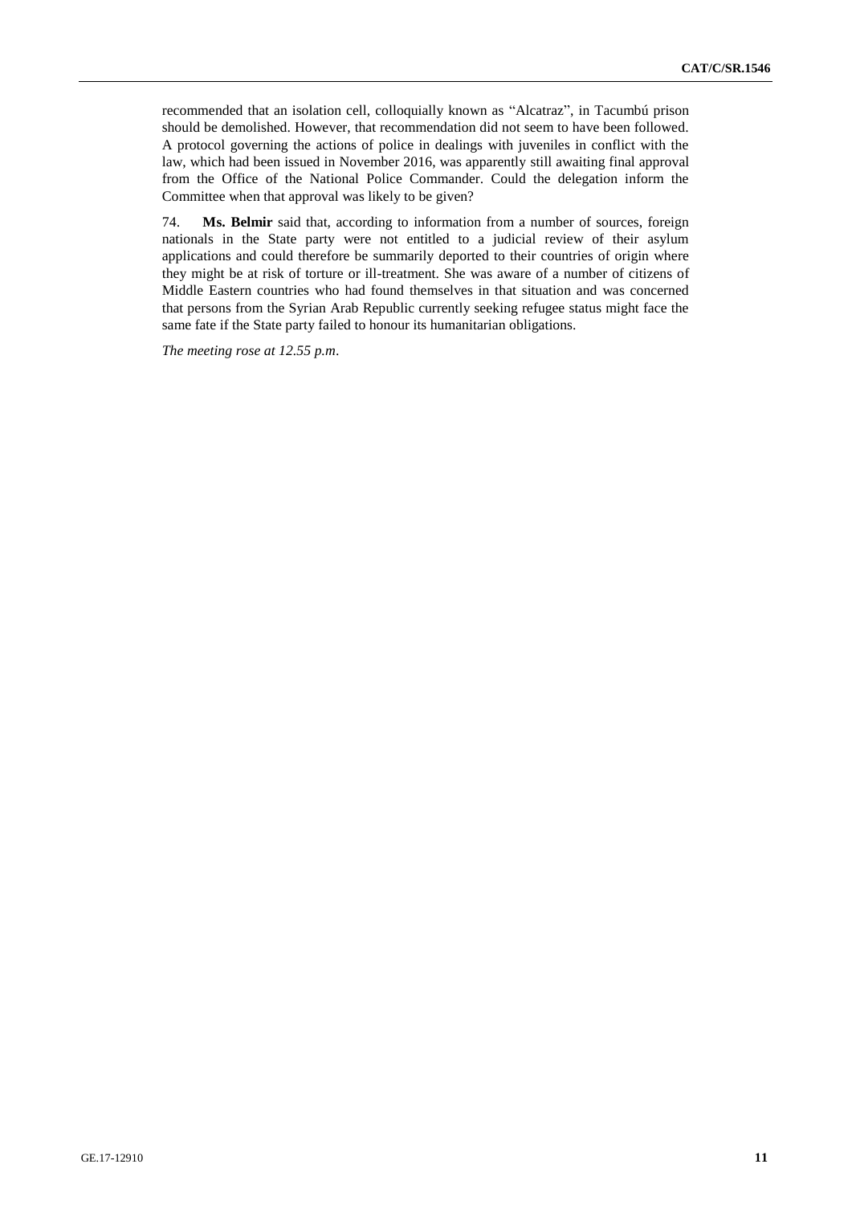recommended that an isolation cell, colloquially known as "Alcatraz", in Tacumbú prison should be demolished. However, that recommendation did not seem to have been followed. A protocol governing the actions of police in dealings with juveniles in conflict with the law, which had been issued in November 2016, was apparently still awaiting final approval from the Office of the National Police Commander. Could the delegation inform the Committee when that approval was likely to be given?

74. **Ms. Belmir** said that, according to information from a number of sources, foreign nationals in the State party were not entitled to a judicial review of their asylum applications and could therefore be summarily deported to their countries of origin where they might be at risk of torture or ill-treatment. She was aware of a number of citizens of Middle Eastern countries who had found themselves in that situation and was concerned that persons from the Syrian Arab Republic currently seeking refugee status might face the same fate if the State party failed to honour its humanitarian obligations.

*The meeting rose at 12.55 p.m.*